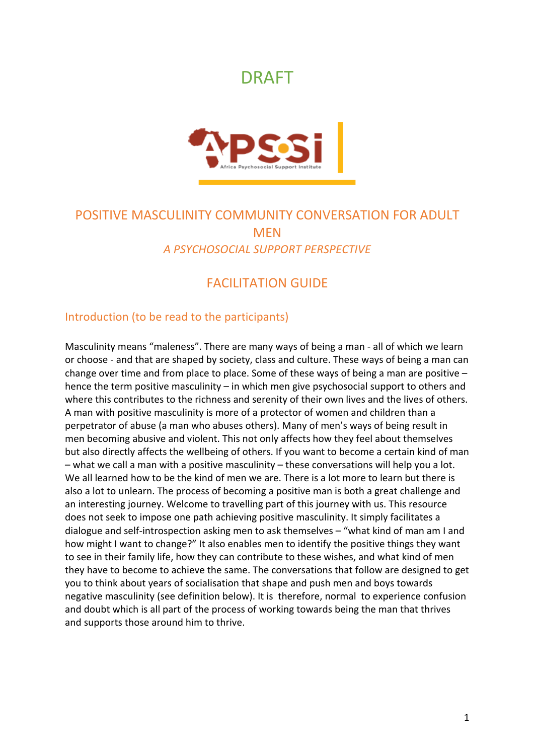DRAFT

APSSI
Africa Psychosocial Support Institute

# POSITIVE MASCULINITY COMMUNITY CONVERSATION FOR ADULT MEN

*A PSYCHOSOCIAL SUPPORT PERSPECTIVE*

## FACILITATION GUIDE

### Introduction (to be read to the participants)

Masculinity means "maleness". There are many ways of being a man - all of which we learn or choose - and that are shaped by society, class and culture. These ways of being a man can change over time and from place to place. Some of these ways of being a man are positive – hence the term positive masculinity – in which men give psychosocial support to others and where this contributes to the richness and serenity of their own lives and the lives of others. A man with positive masculinity is more of a protector of women and children than a perpetrator of abuse (a man who abuses others). Many of men's ways of being result in men becoming abusive and violent. This not only affects how they feel about themselves but also directly affects the wellbeing of others. If you want to become a certain kind of man – what we call a man with a positive masculinity – these conversations will help you a lot. We all learned how to be the kind of men we are. There is a lot more to learn but there is also a lot to unlearn. The process of becoming a positive man is both a great challenge and an interesting journey. Welcome to travelling part of this journey with us. This resource does not seek to impose one path achieving positive masculinity. It simply facilitates a dialogue and self-introspection asking men to ask themselves – "what kind of man am I and how might I want to change?" It also enables men to identify the positive things they want to see in their family life, how they can contribute to these wishes, and what kind of men they have to become to achieve the same. The conversations that follow are designed to get you to think about years of socialisation that shape and push men and boys towards negative masculinity (see definition below). It is therefore, normal to experience confusion and doubt which is all part of the process of working towards being the man that thrives and supports those around him to thrive.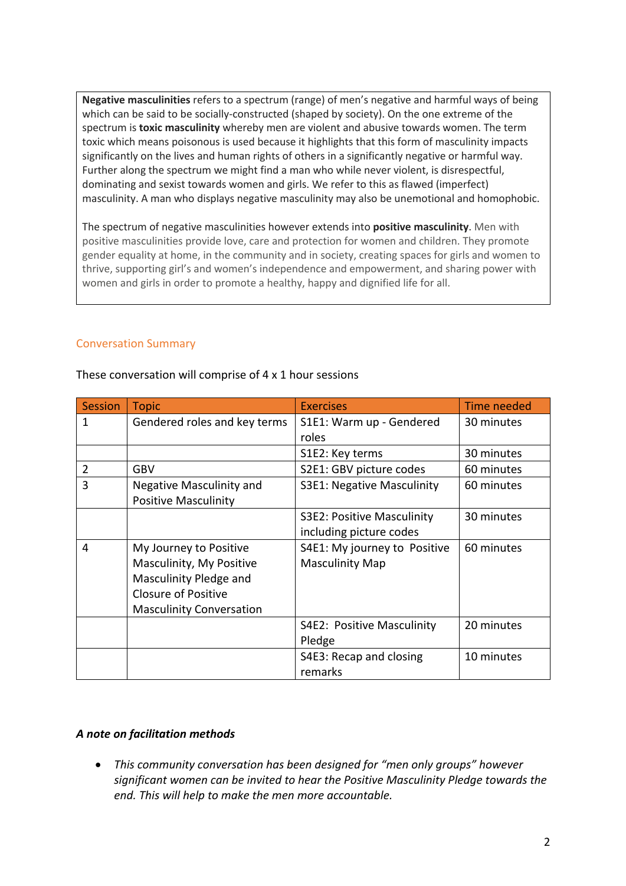**Negative masculinities** refers to a spectrum (range) of men's negative and harmful ways of being which can be said to be socially-constructed (shaped by society). On the one extreme of the spectrum is **toxic masculinity** whereby men are violent and abusive towards women. The term toxic which means poisonous is used because it highlights that this form of masculinity impacts significantly on the lives and human rights of others in a significantly negative or harmful way. Further along the spectrum we might find a man who while never violent, is disrespectful, dominating and sexist towards women and girls. We refer to this as flawed (imperfect) masculinity. A man who displays negative masculinity may also be unemotional and homophobic.

The spectrum of negative masculinities however extends into **positive masculinity**. Men with positive masculinities provide love, care and protection for women and children. They promote gender equality at home, in the community and in society, creating spaces for girls and women to thrive, supporting girl's and women's independence and empowerment, and sharing power with women and girls in order to promote a healthy, happy and dignified life for all.

## Conversation Summary

These conversation will comprise of 4 x 1 hour sessions

| Session | Topic | Exercises | Time needed |
|---|---|---|---|
| 1 | Gendered roles and key terms | S1E1: Warm up - Gendered roles | 30 minutes |
| | | S1E2: Key terms | 30 minutes |
| 2 | GBV | S2E1: GBV picture codes | 60 minutes |
| 3 | Negative Masculinity and Positive Masculinity | S3E1: Negative Masculinity | 60 minutes |
| | | S3E2: Positive Masculinity including picture codes | 30 minutes |
| 4 | My Journey to Positive Masculinity, My Positive Masculinity Pledge and Closure of Positive Masculinity Conversation | S4E1: My journey to Positive Masculinity Map | 60 minutes |
| | | S4E2: Positive Masculinity Pledge | 20 minutes |
| | | S4E3: Recap and closing remarks | 10 minutes |

***A note on facilitation methods***

- *This community conversation has been designed for "men only groups" however significant women can be invited to hear the Positive Masculinity Pledge towards the end. This will help to make the men more accountable.*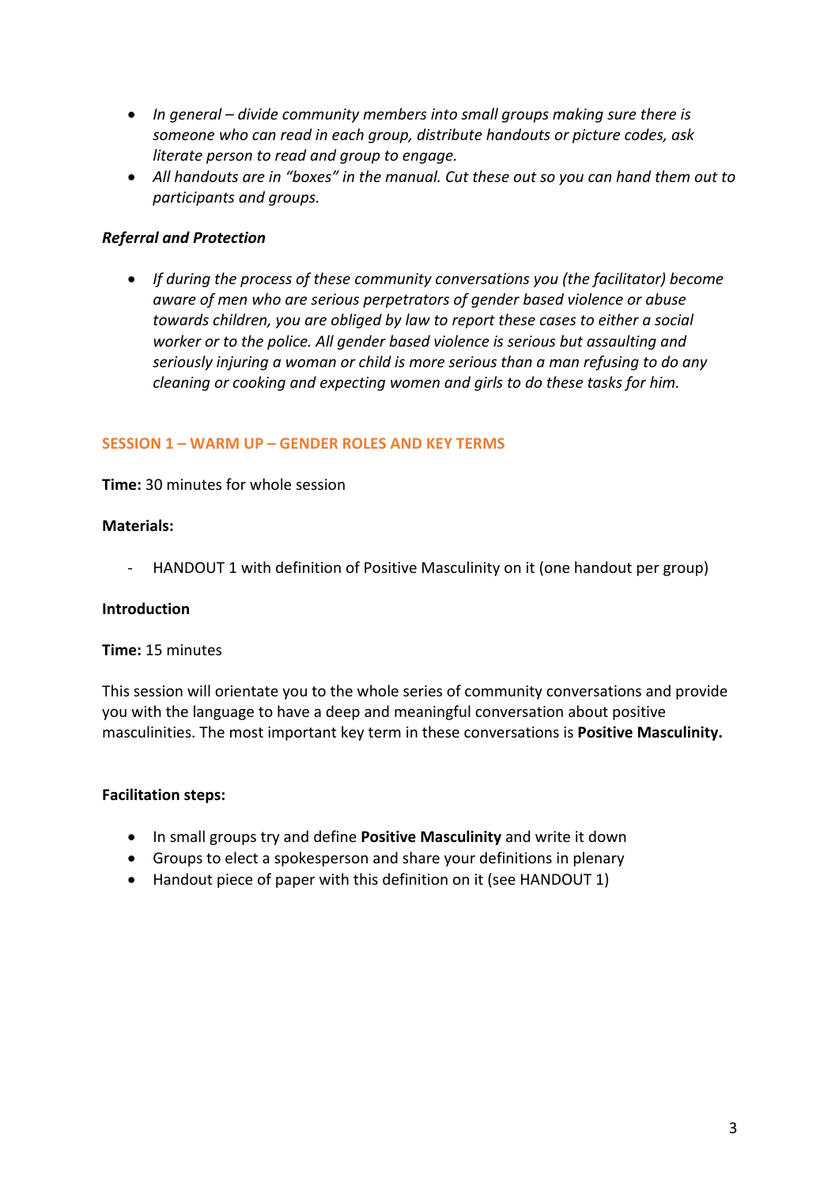- *In general – divide community members into small groups making sure there is someone who can read in each group, distribute handouts or picture codes, ask literate person to read and group to engage.*
- *All handouts are in "boxes" in the manual. Cut these out so you can hand them out to participants and groups.*

***Referral and Protection***

- *If during the process of these community conversations you (the facilitator) become aware of men who are serious perpetrators of gender based violence or abuse towards children, you are obliged by law to report these cases to either a social worker or to the police. All gender based violence is serious but assaulting and seriously injuring a woman or child is more serious than a man refusing to do any cleaning or cooking and expecting women and girls to do these tasks for him.*

## SESSION 1 – WARM UP – GENDER ROLES AND KEY TERMS

**Time:** 30 minutes for whole session

**Materials:**

- HANDOUT 1 with definition of Positive Masculinity on it (one handout per group)

**Introduction**

**Time:** 15 minutes

This session will orientate you to the whole series of community conversations and provide you with the language to have a deep and meaningful conversation about positive masculinities. The most important key term in these conversations is **Positive Masculinity.**

**Facilitation steps:**

- In small groups try and define **Positive Masculinity** and write it down
- Groups to elect a spokesperson and share your definitions in plenary
- Handout piece of paper with this definition on it (see HANDOUT 1)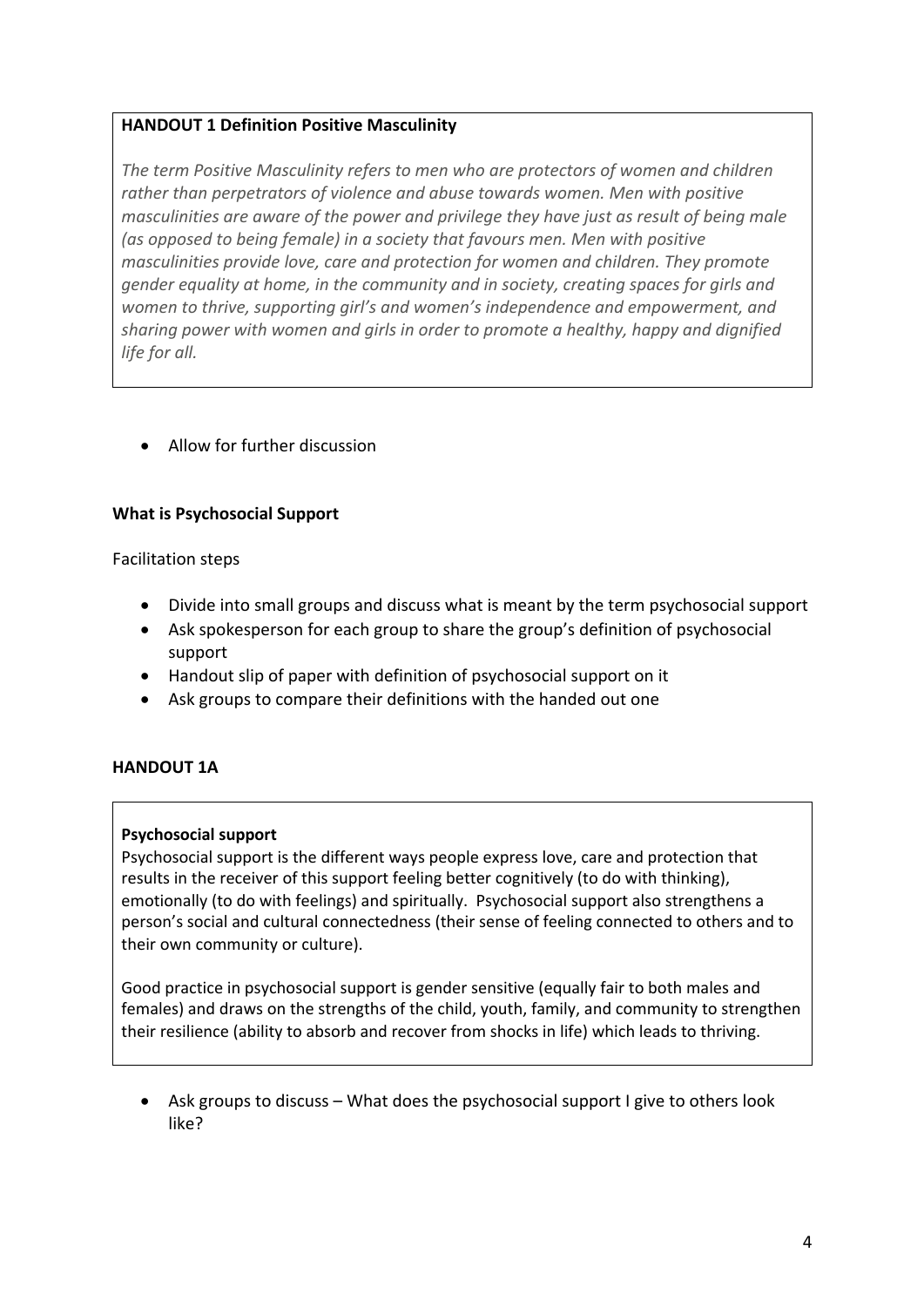**HANDOUT 1 Definition Positive Masculinity**

*The term Positive Masculinity refers to men who are protectors of women and children rather than perpetrators of violence and abuse towards women. Men with positive masculinities are aware of the power and privilege they have just as result of being male (as opposed to being female) in a society that favours men. Men with positive masculinities provide love, care and protection for women and children. They promote gender equality at home, in the community and in society, creating spaces for girls and women to thrive, supporting girl's and women's independence and empowerment, and sharing power with women and girls in order to promote a healthy, happy and dignified life for all.*

- Allow for further discussion

**What is Psychosocial Support**

Facilitation steps

- Divide into small groups and discuss what is meant by the term psychosocial support
- Ask spokesperson for each group to share the group's definition of psychosocial support
- Handout slip of paper with definition of psychosocial support on it
- Ask groups to compare their definitions with the handed out one

**HANDOUT 1A**

**Psychosocial support**
Psychosocial support is the different ways people express love, care and protection that results in the receiver of this support feeling better cognitively (to do with thinking), emotionally (to do with feelings) and spiritually. Psychosocial support also strengthens a person's social and cultural connectedness (their sense of feeling connected to others and to their own community or culture).

Good practice in psychosocial support is gender sensitive (equally fair to both males and females) and draws on the strengths of the child, youth, family, and community to strengthen their resilience (ability to absorb and recover from shocks in life) which leads to thriving.

- Ask groups to discuss – What does the psychosocial support I give to others look like?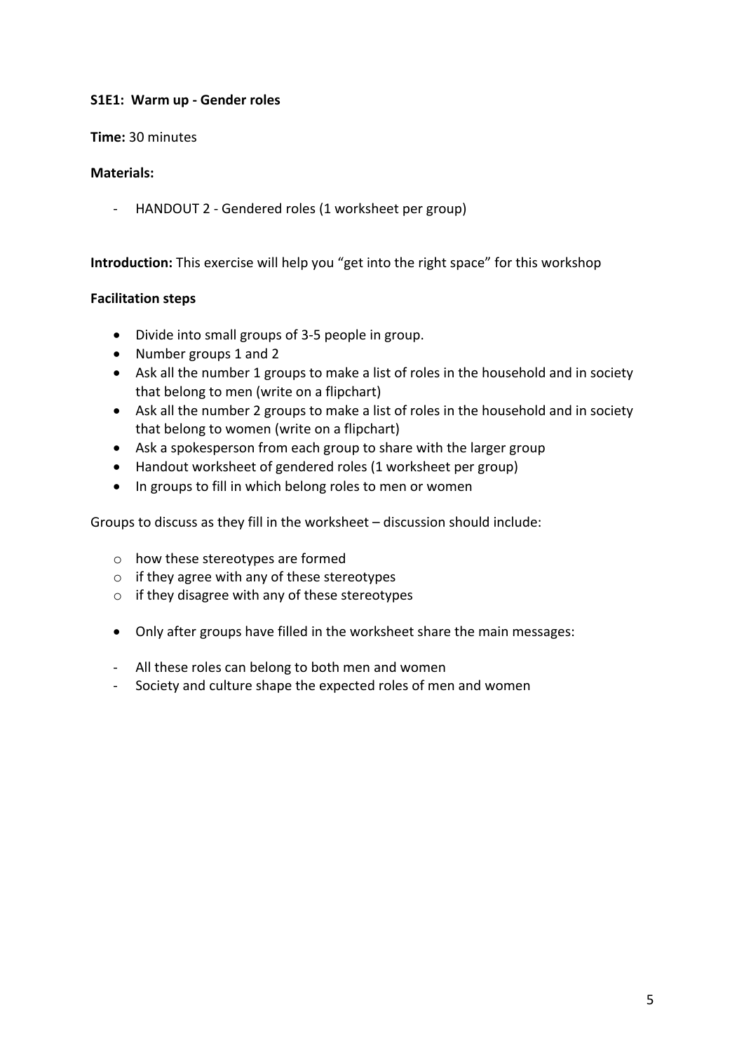**S1E1: Warm up - Gender roles**

**Time:** 30 minutes

**Materials:**

- HANDOUT 2 - Gendered roles (1 worksheet per group)

**Introduction:** This exercise will help you "get into the right space" for this workshop

**Facilitation steps**

- Divide into small groups of 3-5 people in group.
- Number groups 1 and 2
- Ask all the number 1 groups to make a list of roles in the household and in society that belong to men (write on a flipchart)
- Ask all the number 2 groups to make a list of roles in the household and in society that belong to women (write on a flipchart)
- Ask a spokesperson from each group to share with the larger group
- Handout worksheet of gendered roles (1 worksheet per group)
- In groups to fill in which belong roles to men or women

Groups to discuss as they fill in the worksheet – discussion should include:

- how these stereotypes are formed
- if they agree with any of these stereotypes
- if they disagree with any of these stereotypes

- Only after groups have filled in the worksheet share the main messages:

- All these roles can belong to both men and women
- Society and culture shape the expected roles of men and women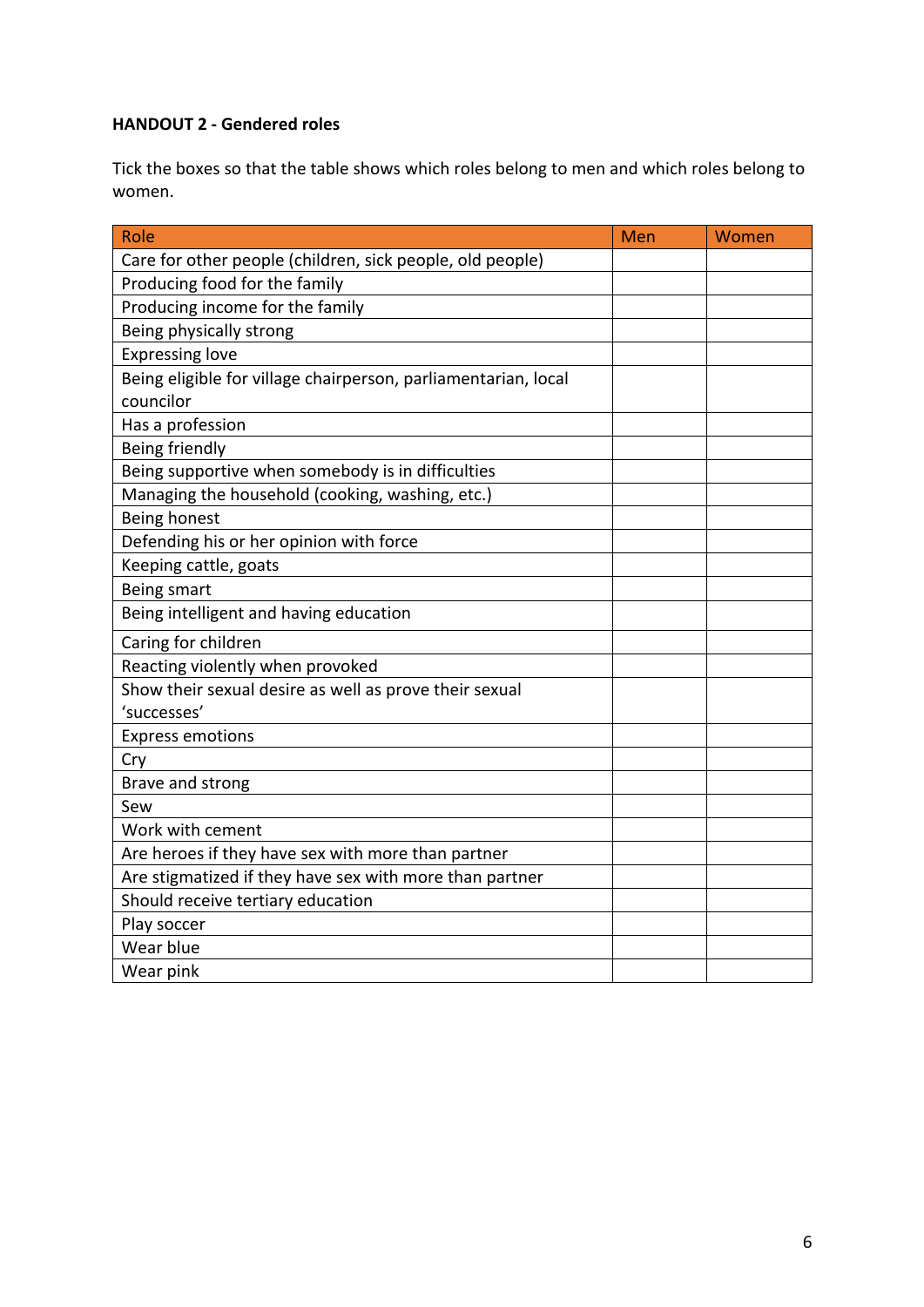**HANDOUT 2 - Gendered roles**

Tick the boxes so that the table shows which roles belong to men and which roles belong to women.

| Role | Men | Women |
|---|---|---|
| Care for other people (children, sick people, old people) | | |
| Producing food for the family | | |
| Producing income for the family | | |
| Being physically strong | | |
| Expressing love | | |
| Being eligible for village chairperson, parliamentarian, local councilor | | |
| Has a profession | | |
| Being friendly | | |
| Being supportive when somebody is in difficulties | | |
| Managing the household (cooking, washing, etc.) | | |
| Being honest | | |
| Defending his or her opinion with force | | |
| Keeping cattle, goats | | |
| Being smart | | |
| Being intelligent and having education | | |
| Caring for children | | |
| Reacting violently when provoked | | |
| Show their sexual desire as well as prove their sexual 'successes' | | |
| Express emotions | | |
| Cry | | |
| Brave and strong | | |
| Sew | | |
| Work with cement | | |
| Are heroes if they have sex with more than partner | | |
| Are stigmatized if they have sex with more than partner | | |
| Should receive tertiary education | | |
| Play soccer | | |
| Wear blue | | |
| Wear pink | | |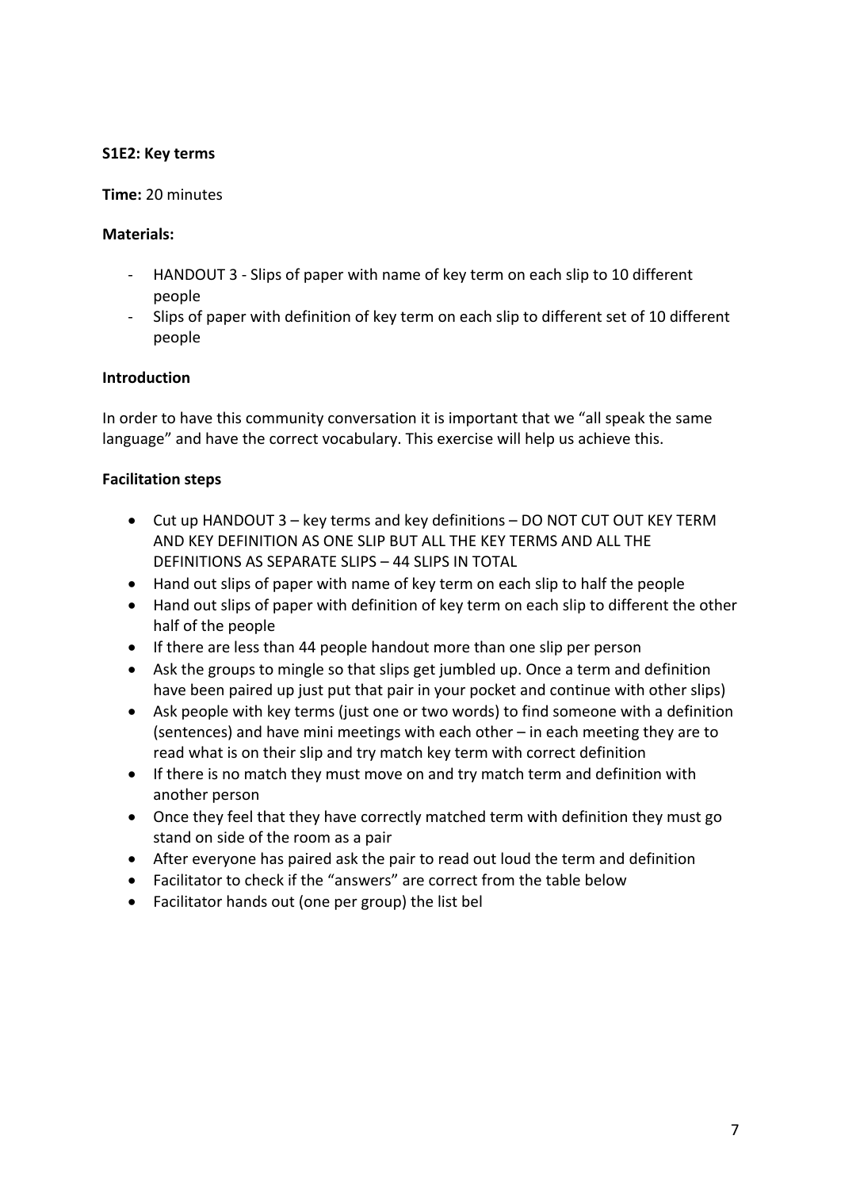**S1E2: Key terms**

**Time:** 20 minutes

**Materials:**

- HANDOUT 3 - Slips of paper with name of key term on each slip to 10 different people
- Slips of paper with definition of key term on each slip to different set of 10 different people

**Introduction**

In order to have this community conversation it is important that we "all speak the same language" and have the correct vocabulary. This exercise will help us achieve this.

**Facilitation steps**

- Cut up HANDOUT 3 – key terms and key definitions – DO NOT CUT OUT KEY TERM AND KEY DEFINITION AS ONE SLIP BUT ALL THE KEY TERMS AND ALL THE DEFINITIONS AS SEPARATE SLIPS – 44 SLIPS IN TOTAL
- Hand out slips of paper with name of key term on each slip to half the people
- Hand out slips of paper with definition of key term on each slip to different the other half of the people
- If there are less than 44 people handout more than one slip per person
- Ask the groups to mingle so that slips get jumbled up. Once a term and definition have been paired up just put that pair in your pocket and continue with other slips)
- Ask people with key terms (just one or two words) to find someone with a definition (sentences) and have mini meetings with each other – in each meeting they are to read what is on their slip and try match key term with correct definition
- If there is no match they must move on and try match term and definition with another person
- Once they feel that they have correctly matched term with definition they must go stand on side of the room as a pair
- After everyone has paired ask the pair to read out loud the term and definition
- Facilitator to check if the "answers" are correct from the table below
- Facilitator hands out (one per group) the list bel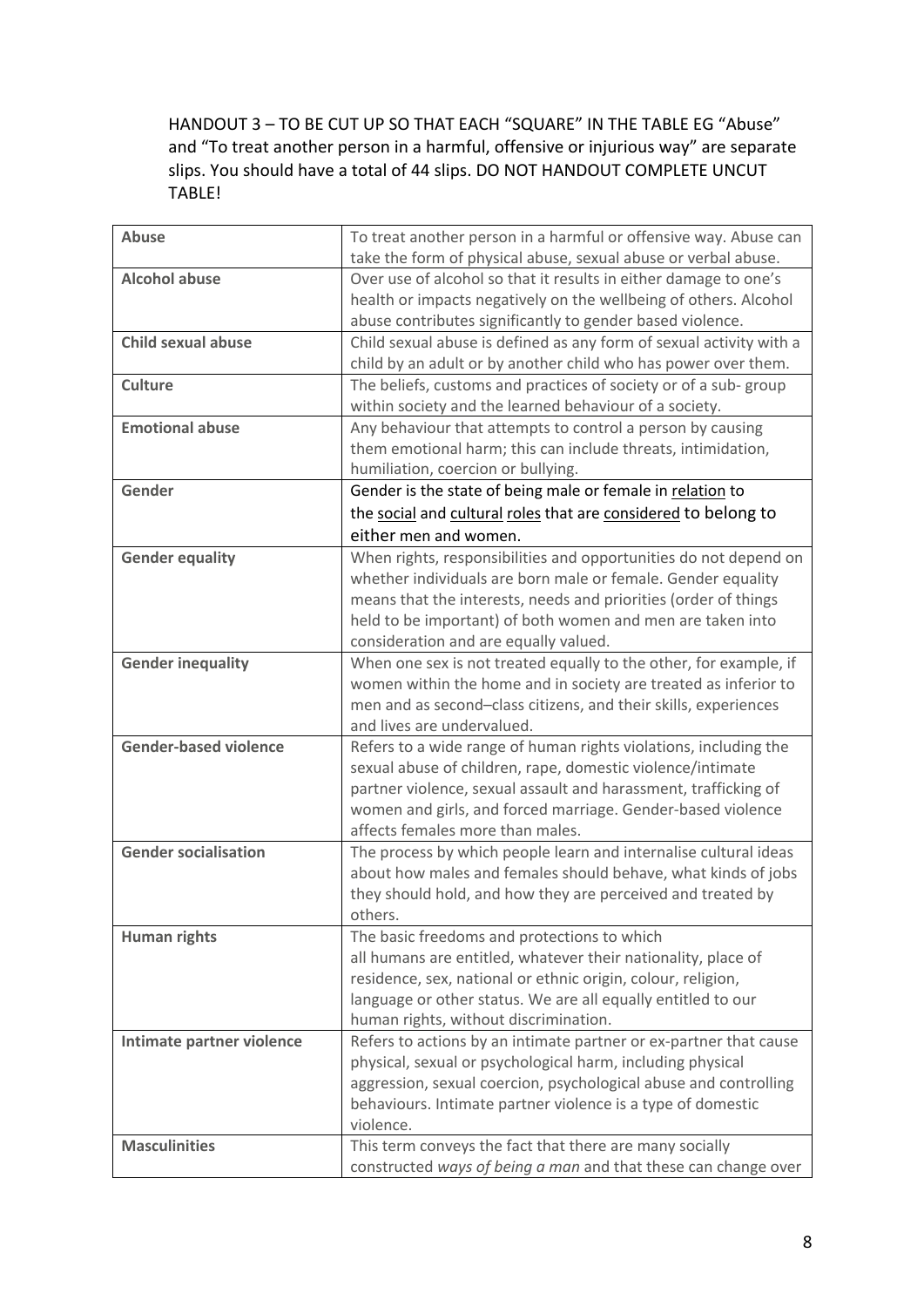HANDOUT 3 – TO BE CUT UP SO THAT EACH "SQUARE" IN THE TABLE EG "Abuse" and "To treat another person in a harmful, offensive or injurious way" are separate slips. You should have a total of 44 slips. DO NOT HANDOUT COMPLETE UNCUT TABLE!

| | |
|---|---|
| **Abuse** | To treat another person in a harmful or offensive way. Abuse can take the form of physical abuse, sexual abuse or verbal abuse. |
| **Alcohol abuse** | Over use of alcohol so that it results in either damage to one's health or impacts negatively on the wellbeing of others. Alcohol abuse contributes significantly to gender based violence. |
| **Child sexual abuse** | Child sexual abuse is defined as any form of sexual activity with a child by an adult or by another child who has power over them. |
| **Culture** | The beliefs, customs and practices of society or of a sub- group within society and the learned behaviour of a society. |
| **Emotional abuse** | Any behaviour that attempts to control a person by causing them emotional harm; this can include threats, intimidation, humiliation, coercion or bullying. |
| **Gender** | Gender is the state of being male or female in relation to the social and cultural roles that are considered to belong to either men and women. |
| **Gender equality** | When rights, responsibilities and opportunities do not depend on whether individuals are born male or female. Gender equality means that the interests, needs and priorities (order of things held to be important) of both women and men are taken into consideration and are equally valued. |
| **Gender inequality** | When one sex is not treated equally to the other, for example, if women within the home and in society are treated as inferior to men and as second–class citizens, and their skills, experiences and lives are undervalued. |
| **Gender-based violence** | Refers to a wide range of human rights violations, including the sexual abuse of children, rape, domestic violence/intimate partner violence, sexual assault and harassment, trafficking of women and girls, and forced marriage. Gender-based violence affects females more than males. |
| **Gender socialisation** | The process by which people learn and internalise cultural ideas about how males and females should behave, what kinds of jobs they should hold, and how they are perceived and treated by others. |
| **Human rights** | The basic freedoms and protections to which all humans are entitled, whatever their nationality, place of residence, sex, national or ethnic origin, colour, religion, language or other status. We are all equally entitled to our human rights, without discrimination. |
| **Intimate partner violence** | Refers to actions by an intimate partner or ex-partner that cause physical, sexual or psychological harm, including physical aggression, sexual coercion, psychological abuse and controlling behaviours. Intimate partner violence is a type of domestic violence. |
| **Masculinities** | This term conveys the fact that there are many socially constructed *ways of being a man* and that these can change over |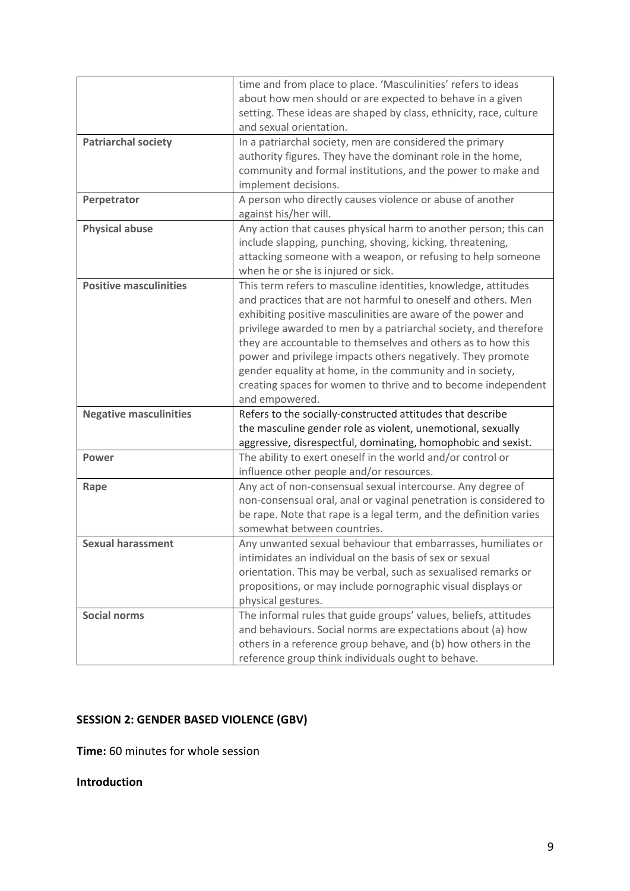| | |
|---|---|
| | time and from place to place. 'Masculinities' refers to ideas about how men should or are expected to behave in a given setting. These ideas are shaped by class, ethnicity, race, culture and sexual orientation. |
| **Patriarchal society** | In a patriarchal society, men are considered the primary authority figures. They have the dominant role in the home, community and formal institutions, and the power to make and implement decisions. |
| **Perpetrator** | A person who directly causes violence or abuse of another against his/her will. |
| **Physical abuse** | Any action that causes physical harm to another person; this can include slapping, punching, shoving, kicking, threatening, attacking someone with a weapon, or refusing to help someone when he or she is injured or sick. |
| **Positive masculinities** | This term refers to masculine identities, knowledge, attitudes and practices that are not harmful to oneself and others. Men exhibiting positive masculinities are aware of the power and privilege awarded to men by a patriarchal society, and therefore they are accountable to themselves and others as to how this power and privilege impacts others negatively. They promote gender equality at home, in the community and in society, creating spaces for women to thrive and to become independent and empowered. |
| **Negative masculinities** | Refers to the socially-constructed attitudes that describe the masculine gender role as violent, unemotional, sexually aggressive, disrespectful, dominating, homophobic and sexist. |
| **Power** | The ability to exert oneself in the world and/or control or influence other people and/or resources. |
| **Rape** | Any act of non-consensual sexual intercourse. Any degree of non-consensual oral, anal or vaginal penetration is considered to be rape. Note that rape is a legal term, and the definition varies somewhat between countries. |
| **Sexual harassment** | Any unwanted sexual behaviour that embarrasses, humiliates or intimidates an individual on the basis of sex or sexual orientation. This may be verbal, such as sexualised remarks or propositions, or may include pornographic visual displays or physical gestures. |
| **Social norms** | The informal rules that guide groups' values, beliefs, attitudes and behaviours. Social norms are expectations about (a) how others in a reference group behave, and (b) how others in the reference group think individuals ought to behave. |

## SESSION 2: GENDER BASED VIOLENCE (GBV)

**Time:** 60 minutes for whole session

**Introduction**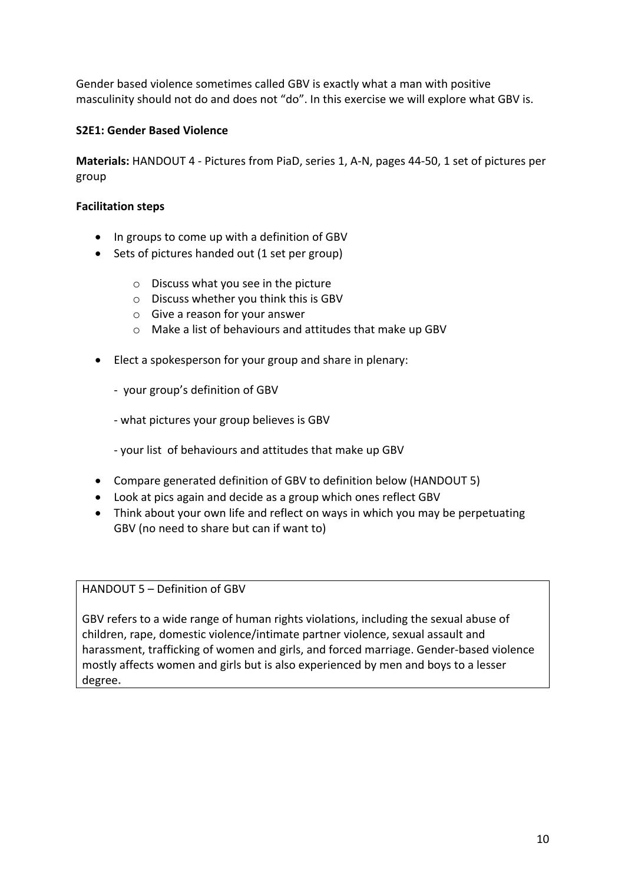Gender based violence sometimes called GBV is exactly what a man with positive masculinity should not do and does not "do". In this exercise we will explore what GBV is.

**S2E1: Gender Based Violence**

**Materials:** HANDOUT 4 - Pictures from PiaD, series 1, A-N, pages 44-50, 1 set of pictures per group

**Facilitation steps**

- In groups to come up with a definition of GBV
- Sets of pictures handed out (1 set per group)
  - Discuss what you see in the picture
  - Discuss whether you think this is GBV
  - Give a reason for your answer
  - Make a list of behaviours and attitudes that make up GBV
- Elect a spokesperson for your group and share in plenary:

  - your group's definition of GBV

  - what pictures your group believes is GBV

  - your list of behaviours and attitudes that make up GBV
- Compare generated definition of GBV to definition below (HANDOUT 5)
- Look at pics again and decide as a group which ones reflect GBV
- Think about your own life and reflect on ways in which you may be perpetuating GBV (no need to share but can if want to)

| HANDOUT 5 – Definition of GBV |
|---|
| GBV refers to a wide range of human rights violations, including the sexual abuse of children, rape, domestic violence/intimate partner violence, sexual assault and harassment, trafficking of women and girls, and forced marriage. Gender-based violence mostly affects women and girls but is also experienced by men and boys to a lesser degree. |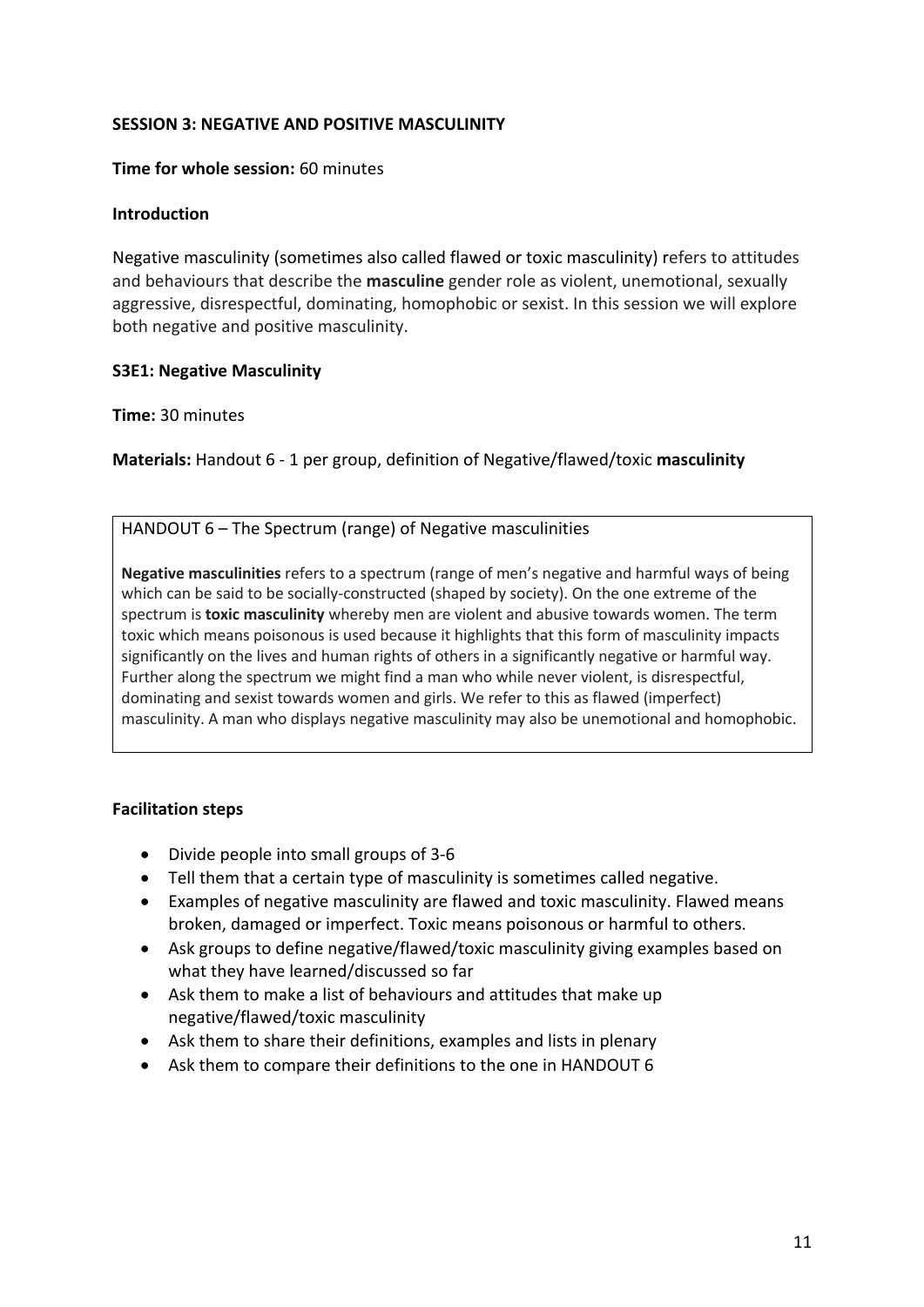**SESSION 3: NEGATIVE AND POSITIVE MASCULINITY**

**Time for whole session:** 60 minutes

**Introduction**

Negative masculinity (sometimes also called flawed or toxic masculinity) refers to attitudes and behaviours that describe the **masculine** gender role as violent, unemotional, sexually aggressive, disrespectful, dominating, homophobic or sexist. In this session we will explore both negative and positive masculinity.

**S3E1: Negative Masculinity**

**Time:** 30 minutes

**Materials:** Handout 6 - 1 per group, definition of Negative/flawed/toxic **masculinity**

> HANDOUT 6 – The Spectrum (range) of Negative masculinities
>
> **Negative masculinities** refers to a spectrum (range of men's negative and harmful ways of being which can be said to be socially-constructed (shaped by society). On the one extreme of the spectrum is **toxic masculinity** whereby men are violent and abusive towards women. The term toxic which means poisonous is used because it highlights that this form of masculinity impacts significantly on the lives and human rights of others in a significantly negative or harmful way. Further along the spectrum we might find a man who while never violent, is disrespectful, dominating and sexist towards women and girls. We refer to this as flawed (imperfect) masculinity. A man who displays negative masculinity may also be unemotional and homophobic.

**Facilitation steps**

- Divide people into small groups of 3-6
- Tell them that a certain type of masculinity is sometimes called negative.
- Examples of negative masculinity are flawed and toxic masculinity. Flawed means broken, damaged or imperfect. Toxic means poisonous or harmful to others.
- Ask groups to define negative/flawed/toxic masculinity giving examples based on what they have learned/discussed so far
- Ask them to make a list of behaviours and attitudes that make up negative/flawed/toxic masculinity
- Ask them to share their definitions, examples and lists in plenary
- Ask them to compare their definitions to the one in HANDOUT 6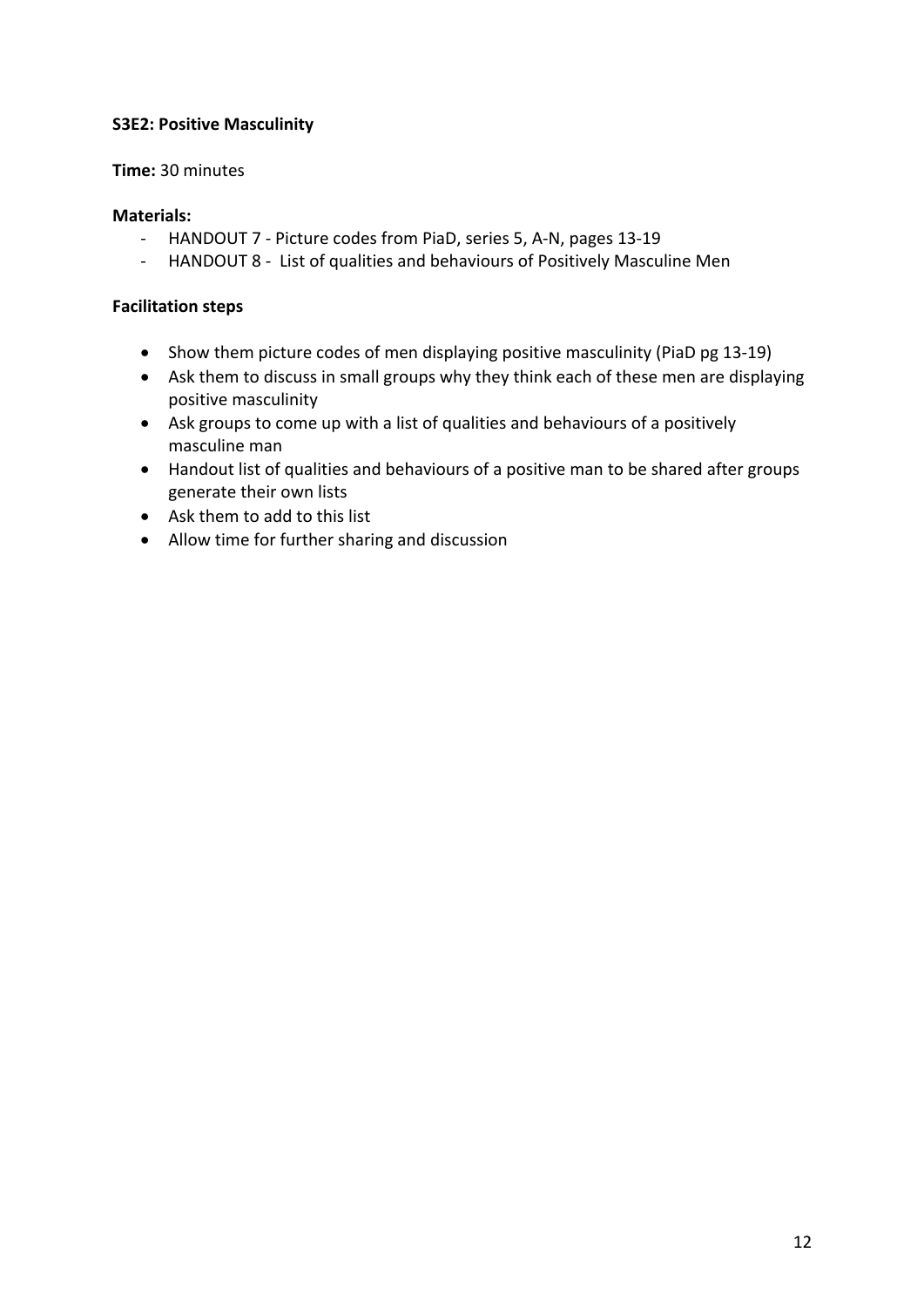**S3E2: Positive Masculinity**

**Time:** 30 minutes

**Materials:**

- HANDOUT 7 - Picture codes from PiaD, series 5, A-N, pages 13-19
- HANDOUT 8 - List of qualities and behaviours of Positively Masculine Men

**Facilitation steps**

- Show them picture codes of men displaying positive masculinity (PiaD pg 13-19)
- Ask them to discuss in small groups why they think each of these men are displaying positive masculinity
- Ask groups to come up with a list of qualities and behaviours of a positively masculine man
- Handout list of qualities and behaviours of a positive man to be shared after groups generate their own lists
- Ask them to add to this list
- Allow time for further sharing and discussion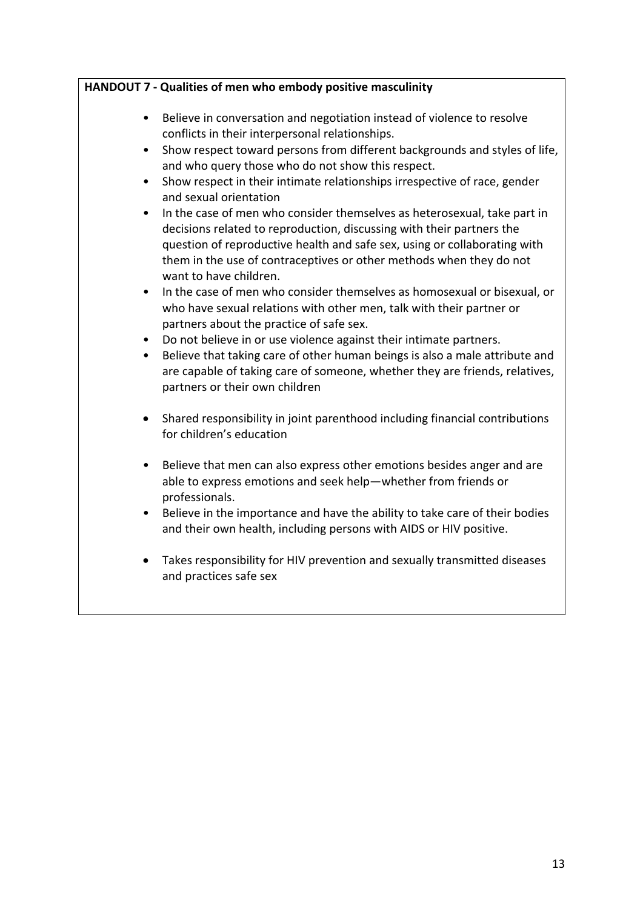**HANDOUT 7 - Qualities of men who embody positive masculinity**

- Believe in conversation and negotiation instead of violence to resolve conflicts in their interpersonal relationships.
- Show respect toward persons from different backgrounds and styles of life, and who query those who do not show this respect.
- Show respect in their intimate relationships irrespective of race, gender and sexual orientation
- In the case of men who consider themselves as heterosexual, take part in decisions related to reproduction, discussing with their partners the question of reproductive health and safe sex, using or collaborating with them in the use of contraceptives or other methods when they do not want to have children.
- In the case of men who consider themselves as homosexual or bisexual, or who have sexual relations with other men, talk with their partner or partners about the practice of safe sex.
- Do not believe in or use violence against their intimate partners.
- Believe that taking care of other human beings is also a male attribute and are capable of taking care of someone, whether they are friends, relatives, partners or their own children
- Shared responsibility in joint parenthood including financial contributions for children's education
- Believe that men can also express other emotions besides anger and are able to express emotions and seek help—whether from friends or professionals.
- Believe in the importance and have the ability to take care of their bodies and their own health, including persons with AIDS or HIV positive.
- Takes responsibility for HIV prevention and sexually transmitted diseases and practices safe sex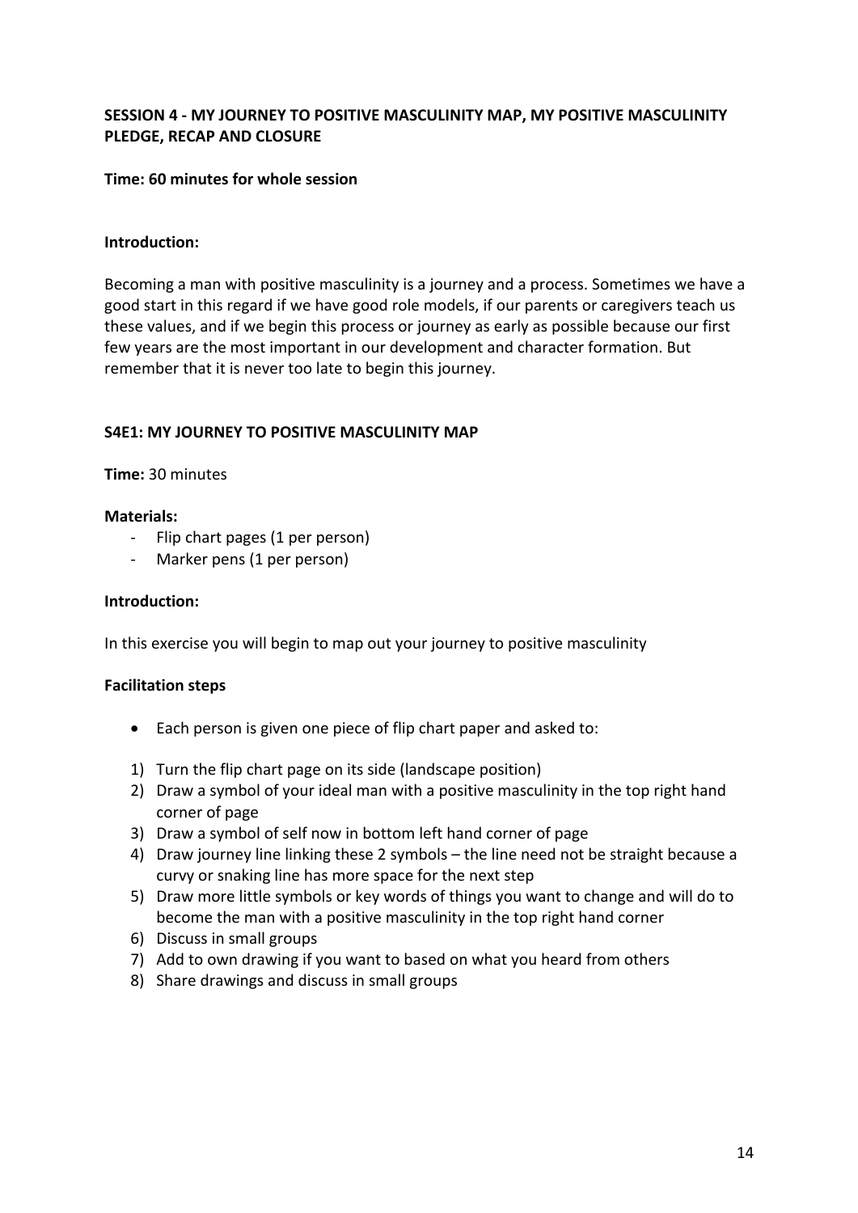## SESSION 4 - MY JOURNEY TO POSITIVE MASCULINITY MAP, MY POSITIVE MASCULINITY PLEDGE, RECAP AND CLOSURE

**Time: 60 minutes for whole session**

**Introduction:**

Becoming a man with positive masculinity is a journey and a process. Sometimes we have a good start in this regard if we have good role models, if our parents or caregivers teach us these values, and if we begin this process or journey as early as possible because our first few years are the most important in our development and character formation. But remember that it is never too late to begin this journey.

### S4E1: MY JOURNEY TO POSITIVE MASCULINITY MAP

**Time:** 30 minutes

**Materials:**

- Flip chart pages (1 per person)
- Marker pens (1 per person)

**Introduction:**

In this exercise you will begin to map out your journey to positive masculinity

**Facilitation steps**

- Each person is given one piece of flip chart paper and asked to:

1) Turn the flip chart page on its side (landscape position)
2) Draw a symbol of your ideal man with a positive masculinity in the top right hand corner of page
3) Draw a symbol of self now in bottom left hand corner of page
4) Draw journey line linking these 2 symbols – the line need not be straight because a curvy or snaking line has more space for the next step
5) Draw more little symbols or key words of things you want to change and will do to become the man with a positive masculinity in the top right hand corner
6) Discuss in small groups
7) Add to own drawing if you want to based on what you heard from others
8) Share drawings and discuss in small groups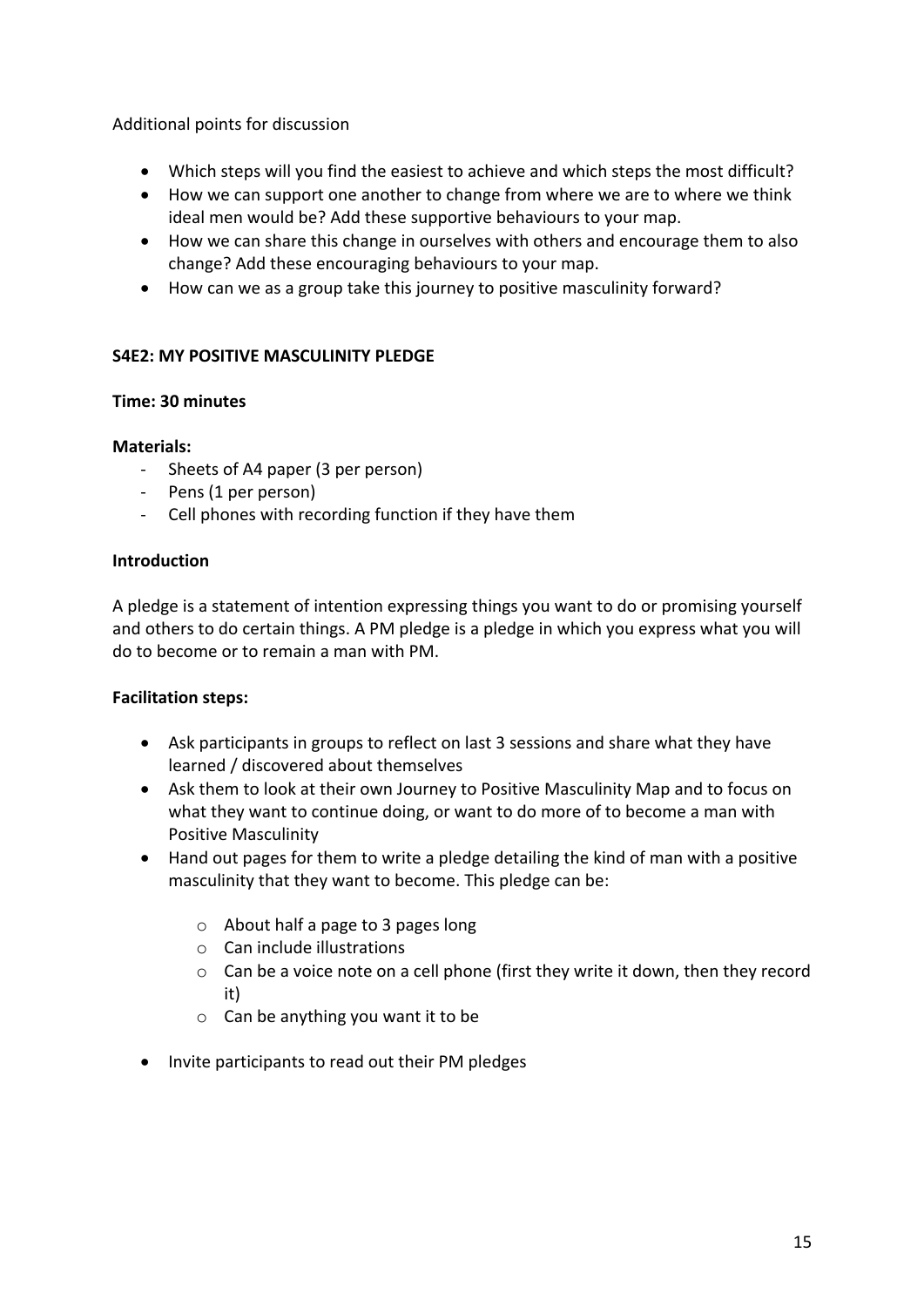Additional points for discussion

- Which steps will you find the easiest to achieve and which steps the most difficult?
- How we can support one another to change from where we are to where we think ideal men would be? Add these supportive behaviours to your map.
- How we can share this change in ourselves with others and encourage them to also change? Add these encouraging behaviours to your map.
- How can we as a group take this journey to positive masculinity forward?

**S4E2: MY POSITIVE MASCULINITY PLEDGE**

**Time: 30 minutes**

**Materials:**

- Sheets of A4 paper (3 per person)
- Pens (1 per person)
- Cell phones with recording function if they have them

**Introduction**

A pledge is a statement of intention expressing things you want to do or promising yourself and others to do certain things. A PM pledge is a pledge in which you express what you will do to become or to remain a man with PM.

**Facilitation steps:**

- Ask participants in groups to reflect on last 3 sessions and share what they have learned / discovered about themselves
- Ask them to look at their own Journey to Positive Masculinity Map and to focus on what they want to continue doing, or want to do more of to become a man with Positive Masculinity
- Hand out pages for them to write a pledge detailing the kind of man with a positive masculinity that they want to become. This pledge can be:
    - About half a page to 3 pages long
    - Can include illustrations
    - Can be a voice note on a cell phone (first they write it down, then they record it)
    - Can be anything you want it to be
- Invite participants to read out their PM pledges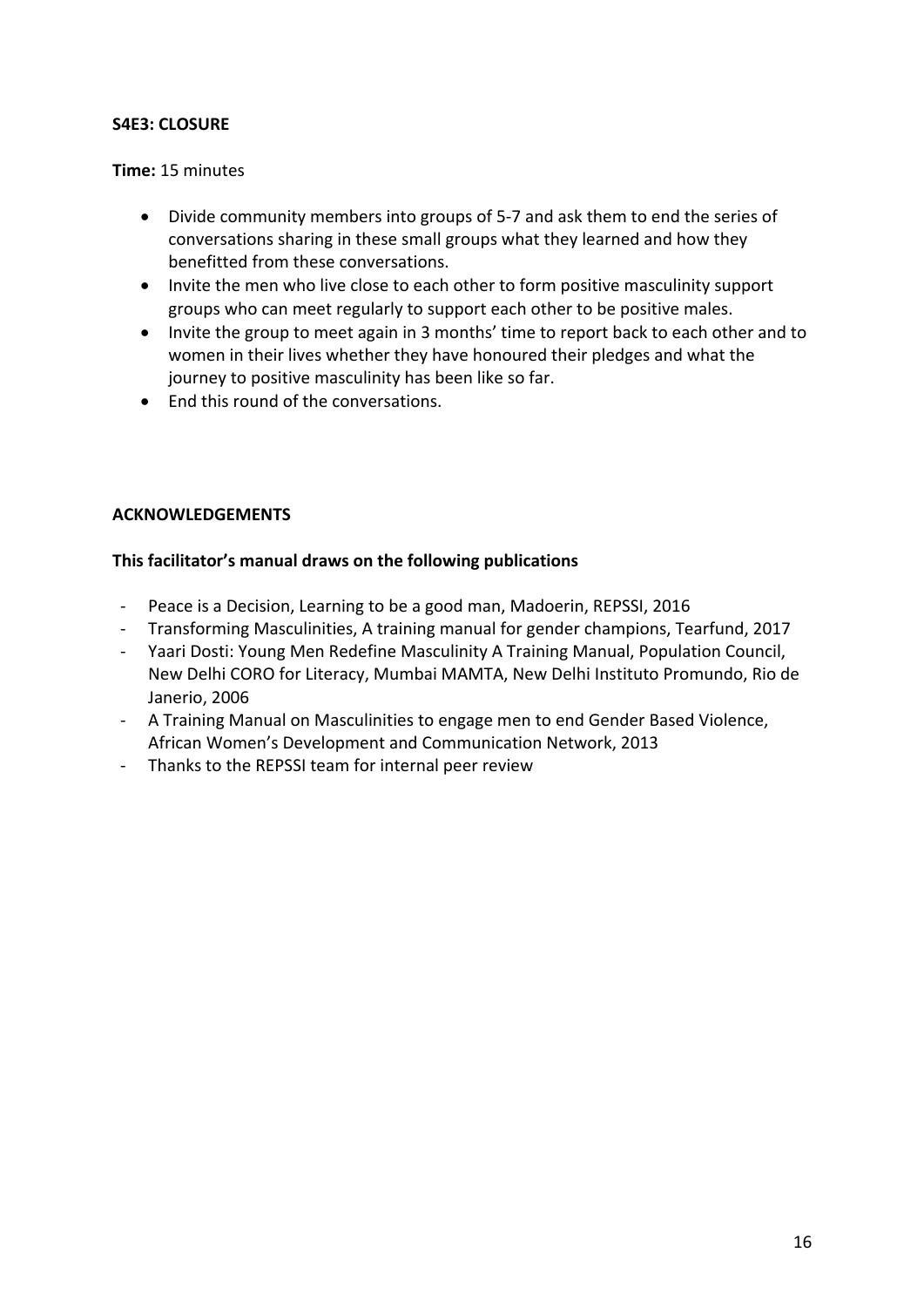**S4E3: CLOSURE**

**Time:** 15 minutes

- Divide community members into groups of 5-7 and ask them to end the series of conversations sharing in these small groups what they learned and how they benefitted from these conversations.
- Invite the men who live close to each other to form positive masculinity support groups who can meet regularly to support each other to be positive males.
- Invite the group to meet again in 3 months' time to report back to each other and to women in their lives whether they have honoured their pledges and what the journey to positive masculinity has been like so far.
- End this round of the conversations.

**ACKNOWLEDGEMENTS**

**This facilitator's manual draws on the following publications**

- Peace is a Decision, Learning to be a good man, Madoerin, REPSSI, 2016
- Transforming Masculinities, A training manual for gender champions, Tearfund, 2017
- Yaari Dosti: Young Men Redefine Masculinity A Training Manual, Population Council, New Delhi CORO for Literacy, Mumbai MAMTA, New Delhi Instituto Promundo, Rio de Janerio, 2006
- A Training Manual on Masculinities to engage men to end Gender Based Violence, African Women's Development and Communication Network, 2013
- Thanks to the REPSSI team for internal peer review